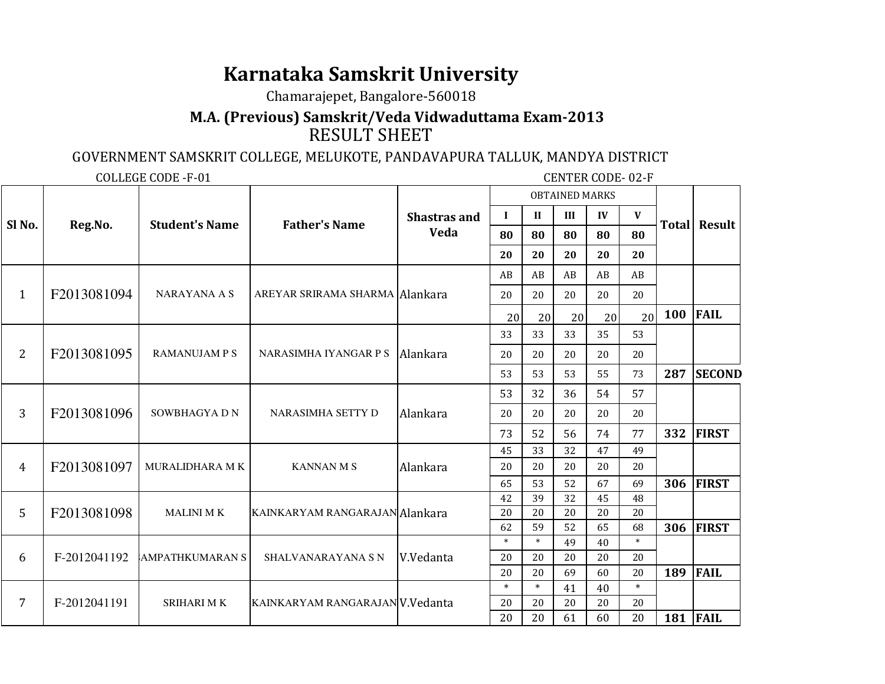# Karnataka Samskrit University

Chamarajepet, Bangalore-560018

## M.A. (Previous) Samskrit/Veda Vidwaduttama Exam-2013

RESULT SHEET

GOVERNMENT SAMSKRIT COLLEGE, MELUKOTE, PANDAVAPURA TALLUK, MANDYA DISTRICT

COLLEGE CODE -F-01 CENTER CODE- 02-F

| Sl No. | Reg.No. | Student's Name | Father's Name | Shastras and Veda | OBTAINED MARKS | | | | | Total | Result |
|---|---|---|---|---|---|---|---|---|---|---|---|
| | | | | | I | II | III | IV | V | | |
| | | | | | 80 | 80 | 80 | 80 | 80 | | |
| | | | | | 20 | 20 | 20 | 20 | 20 | | |
| 1 | F2013081094 | NARAYANA A S | AREYAR SRIRAMA SHARMA | Alankara | AB | AB | AB | AB | AB | | |
| | | | | | 20 | 20 | 20 | 20 | 20 | | |
| | | | | | 20 | 20 | 20 | 20 | 20 | 100 | FAIL |
| 2 | F2013081095 | RAMANUJAM P S | NARASIMHA IYANGAR P S | Alankara | 33 | 33 | 33 | 35 | 53 | | |
| | | | | | 20 | 20 | 20 | 20 | 20 | | |
| | | | | | 53 | 53 | 53 | 55 | 73 | 287 | SECOND |
| 3 | F2013081096 | SOWBHAGYA D N | NARASIMHA SETTY D | Alankara | 53 | 32 | 36 | 54 | 57 | | |
| | | | | | 20 | 20 | 20 | 20 | 20 | | |
| | | | | | 73 | 52 | 56 | 74 | 77 | 332 | FIRST |
| 4 | F2013081097 | MURALIDHARA M K | KANNAN M S | Alankara | 45 | 33 | 32 | 47 | 49 | | |
| | | | | | 20 | 20 | 20 | 20 | 20 | | |
| | | | | | 65 | 53 | 52 | 67 | 69 | 306 | FIRST |
| 5 | F2013081098 | MALINI M K | KAINKARYAM RANGARAJAN | Alankara | 42 | 39 | 32 | 45 | 48 | | |
| | | | | | 20 | 20 | 20 | 20 | 20 | | |
| | | | | | 62 | 59 | 52 | 65 | 68 | 306 | FIRST |
| 6 | F-2012041192 | SAMPATHKUMARAN S | SHALVANARAYANA S N | V.Vedanta | * | * | 49 | 40 | * | | |
| | | | | | 20 | 20 | 20 | 20 | 20 | | |
| | | | | | 20 | 20 | 69 | 60 | 20 | 189 | FAIL |
| 7 | F-2012041191 | SRIHARI M K | KAINKARYAM RANGARAJAN | V.Vedanta | * | * | 41 | 40 | * | | |
| | | | | | 20 | 20 | 20 | 20 | 20 | | |
| | | | | | 20 | 20 | 61 | 60 | 20 | 181 | FAIL |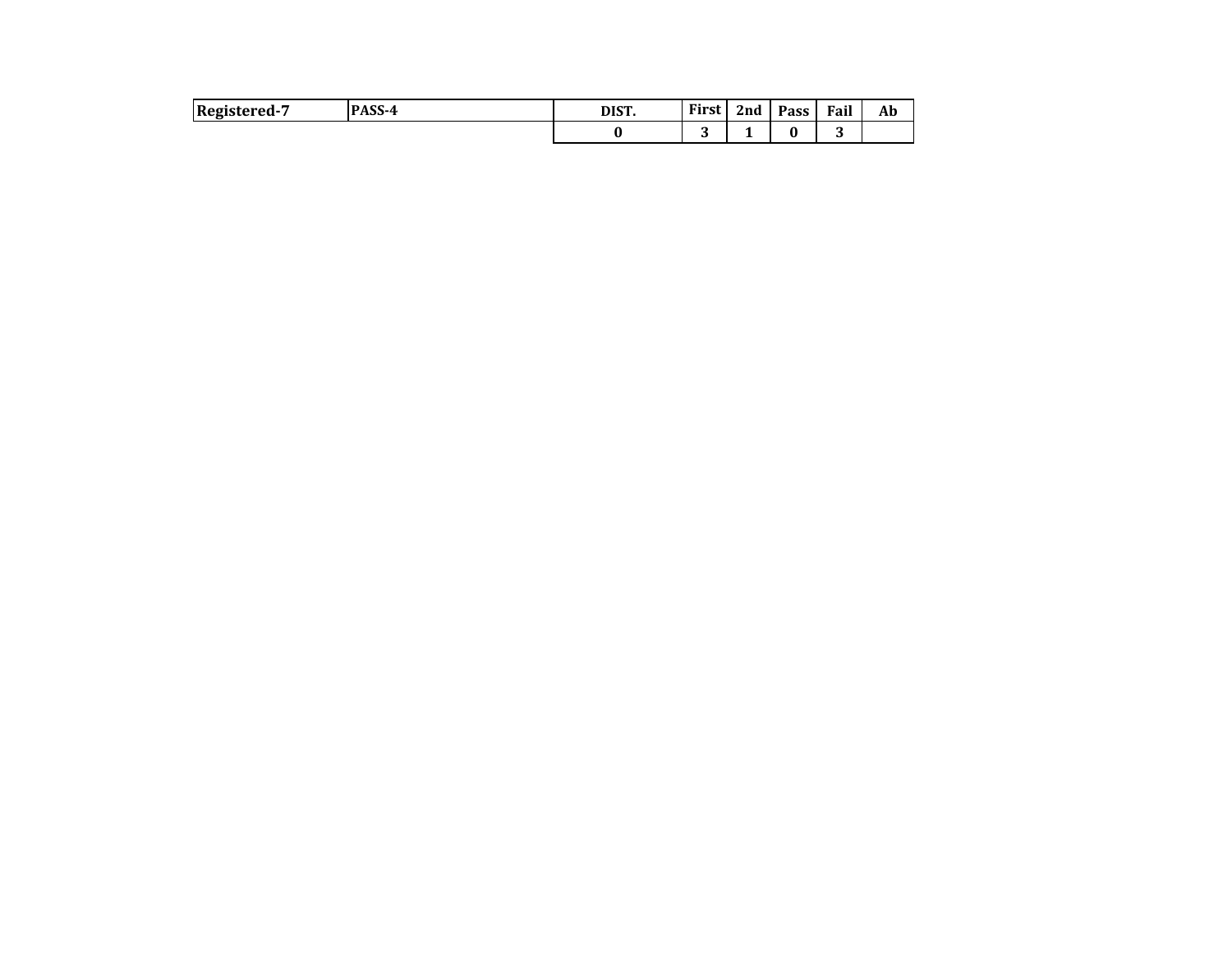| Registered-7 | PASS-4 | DIST. | First | 2nd | Pass | Fail | Ab |
|---|---|---|---|---|---|---|---|
| | | 0 | 3 | 1 | 0 | 3 | |